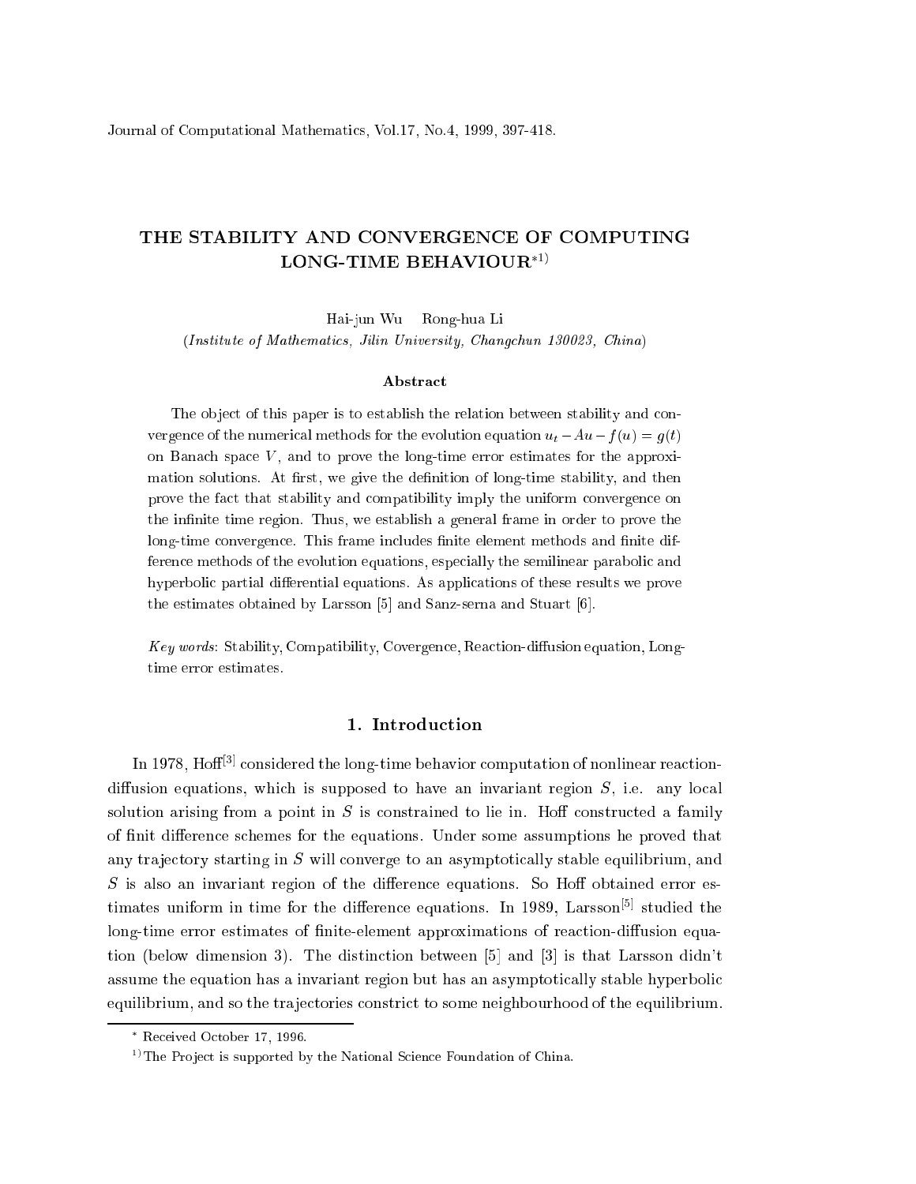# THE STABILITY AND CONVERGENCE OF COMPUTING LONG-TIME BEHAVIOUR*1)

Hai-jun Wu Rong-hua Li

(*Institute of Mathematics, Jilin University, Changchun 130023, China*)

## Abstract

The object of this paper is to establish the relation between stability and convergence of the numerical methods for the evolution equation $u_t - Au - f(u) = g(t)$ on Banach space $V$, and to prove the long-time error estimates for the approximation solutions. At first, we give the definition of long-time stability, and then prove the fact that stability and compatibility imply the uniform convergence on the infinite time region. Thus, we establish a general frame in order to prove the long-time convergence. This frame includes finite element methods and finite difference methods of the evolution equations, especially the semilinear parabolic and hyperbolic partial differential equations. As applications of these results we prove the estimates obtained by Larsson [5] and Sanz-serna and Stuart [6].

*Key words*: Stability, Compatibility, Covergence, Reaction-diffusion equation, Long-time error estimates.

## 1. Introduction

In 1978, Hoff[3] considered the long-time behavior computation of nonlinear reaction-diffusion equations, which is supposed to have an invariant region $S$, i.e. any local solution arising from a point in $S$ is constrained to lie in. Hoff constructed a family of finit difference schemes for the equations. Under some assumptions he proved that any trajectory starting in $S$ will converge to an asymptotically stable equilibrium, and $S$ is also an invariant region of the difference equations. So Hoff obtained error estimates uniform in time for the difference equations. In 1989, Larsson[5] studied the long-time error estimates of finite-element approximations of reaction-diffusion equation (below dimension 3). The distinction between [5] and [3] is that Larsson didn't assume the equation has a invariant region but has an asymptotically stable hyperbolic equilibrium, and so the trajectories constrict to some neighbourhood of the equilibrium.

---

* Received October 17, 1996.

1) The Project is supported by the National Science Foundation of China.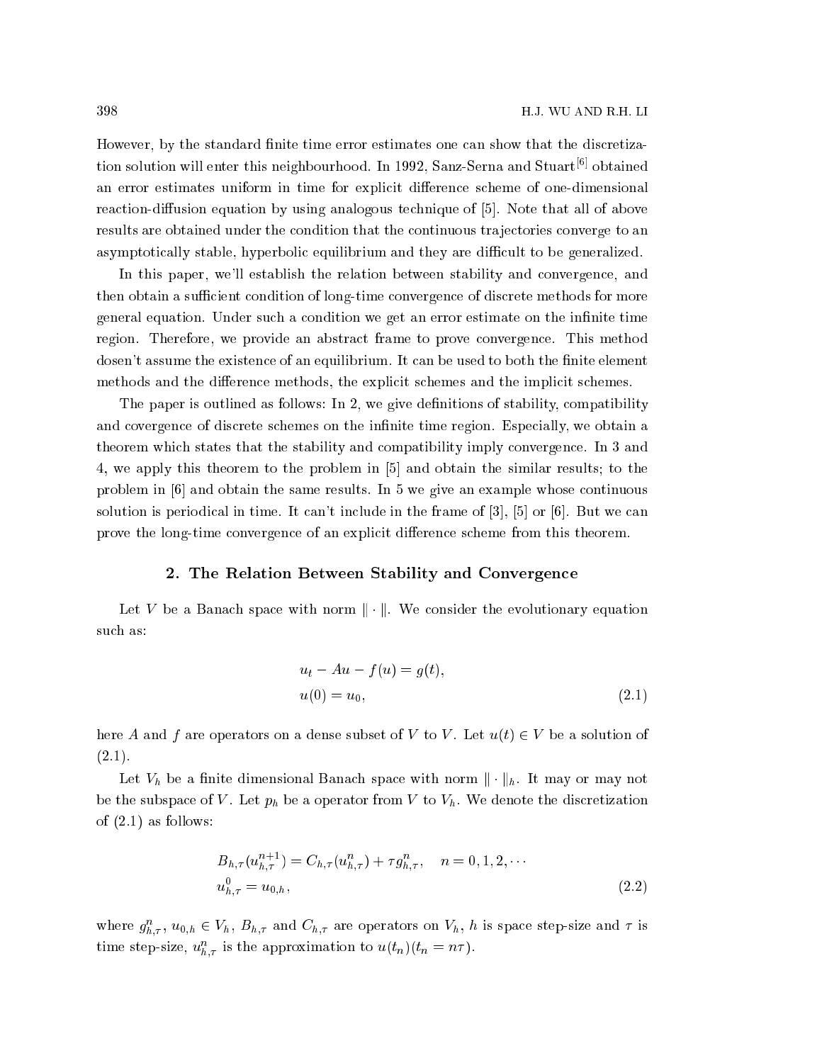However, by the standard finite time error estimates one can show that the discretization solution will enter this neighbourhood. In 1992, Sanz-Serna and Stuart[6] obtained an error estimates uniform in time for explicit difference scheme of one-dimensional reaction-diffusion equation by using analogous technique of [5]. Note that all of above results are obtained under the condition that the continuous trajectories converge to an asymptotically stable, hyperbolic equilibrium and they are difficult to be generalized.

In this paper, we'll establish the relation between stability and convergence, and then obtain a sufficient condition of long-time convergence of discrete methods for more general equation. Under such a condition we get an error estimate on the infinite time region. Therefore, we provide an abstract frame to prove convergence. This method dosen't assume the existence of an equilibrium. It can be used to both the finite element methods and the difference methods, the explicit schemes and the implicit schemes.

The paper is outlined as follows: In 2, we give definitions of stability, compatibility and covergence of discrete schemes on the infinite time region. Especially, we obtain a theorem which states that the stability and compatibility imply convergence. In 3 and 4, we apply this theorem to the problem in [5] and obtain the similar results; to the problem in [6] and obtain the same results. In 5 we give an example whose continuous solution is periodical in time. It can't include in the frame of [3], [5] or [6]. But we can prove the long-time convergence of an explicit difference scheme from this theorem.

## 2. The Relation Between Stability and Convergence

Let $V$ be a Banach space with norm $\|\cdot\|$. We consider the evolutionary equation such as:

$$
\begin{aligned}
&u_t - Au - f(u) = g(t), \\
&u(0) = u_0,
\end{aligned}
\tag{2.1}
$$

here $A$ and $f$ are operators on a dense subset of $V$ to $V$. Let $u(t) \in V$ be a solution of (2.1).

Let $V_h$ be a finite dimensional Banach space with norm $\|\cdot\|_h$. It may or may not be the subspace of $V$. Let $p_h$ be a operator from $V$ to $V_h$. We denote the discretization of (2.1) as follows:

$$
\begin{aligned}
&B_{h,\tau}(u_{h,\tau}^{n+1}) = C_{h,\tau}(u_{h,\tau}^n) + \tau g_{h,\tau}^n, \quad n = 0, 1, 2, \cdots \\
&u_{h,\tau}^0 = u_{0,h},
\end{aligned}
\tag{2.2}
$$

where $g_{h,\tau}^n$, $u_{0,h} \in V_h$, $B_{h,\tau}$ and $C_{h,\tau}$ are operators on $V_h$, $h$ is space step-size and $\tau$ is time step-size, $u_{h,\tau}^n$ is the approximation to $u(t_n)(t_n = n\tau)$.